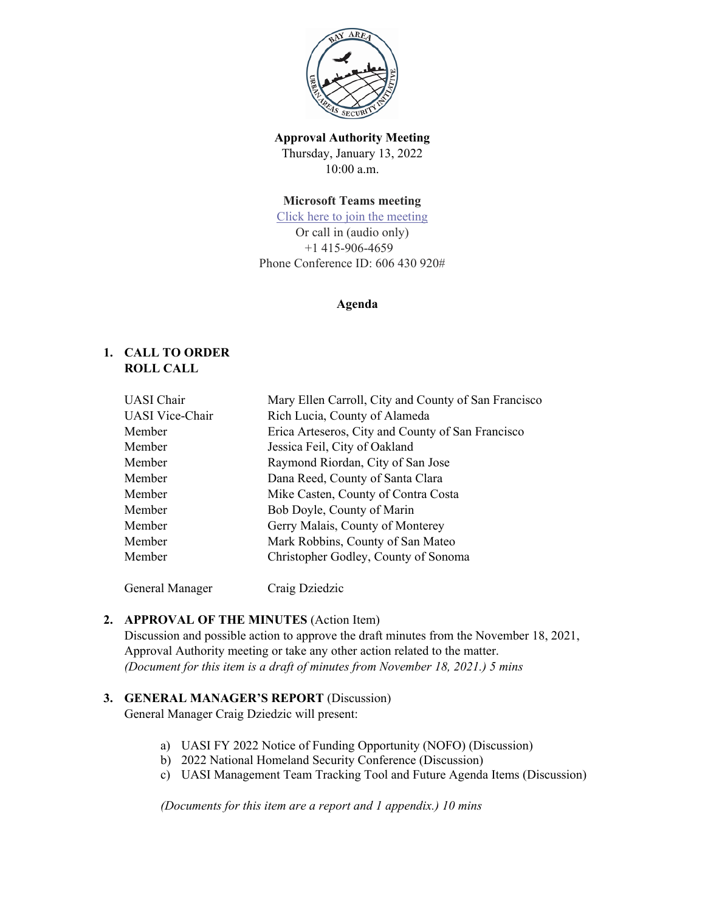**Approval Authority Meeting**
Thursday, January 13, 2022
10:00 a.m.

**Microsoft Teams meeting**
[Click here to join the meeting]
Or call in (audio only)
+1 415-906-4659
Phone Conference ID: 606 430 920#

**Agenda**

1. **CALL TO ORDER**
   **ROLL CALL**

| | |
|---|---|
| UASI Chair | Mary Ellen Carroll, City and County of San Francisco |
| UASI Vice-Chair | Rich Lucia, County of Alameda |
| Member | Erica Arteseros, City and County of San Francisco |
| Member | Jessica Feil, City of Oakland |
| Member | Raymond Riordan, City of San Jose |
| Member | Dana Reed, County of Santa Clara |
| Member | Mike Casten, County of Contra Costa |
| Member | Bob Doyle, County of Marin |
| Member | Gerry Malais, County of Monterey |
| Member | Mark Robbins, County of San Mateo |
| Member | Christopher Godley, County of Sonoma |
| General Manager | Craig Dziedzic |

2. **APPROVAL OF THE MINUTES** (Action Item)
   Discussion and possible action to approve the draft minutes from the November 18, 2021, Approval Authority meeting or take any other action related to the matter.
   *(Document for this item is a draft of minutes from November 18, 2021.) 5 mins*

3. **GENERAL MANAGER'S REPORT** (Discussion)
   General Manager Craig Dziedzic will present:

   a) UASI FY 2022 Notice of Funding Opportunity (NOFO) (Discussion)
   b) 2022 National Homeland Security Conference (Discussion)
   c) UASI Management Team Tracking Tool and Future Agenda Items (Discussion)

   *(Documents for this item are a report and 1 appendix.) 10 mins*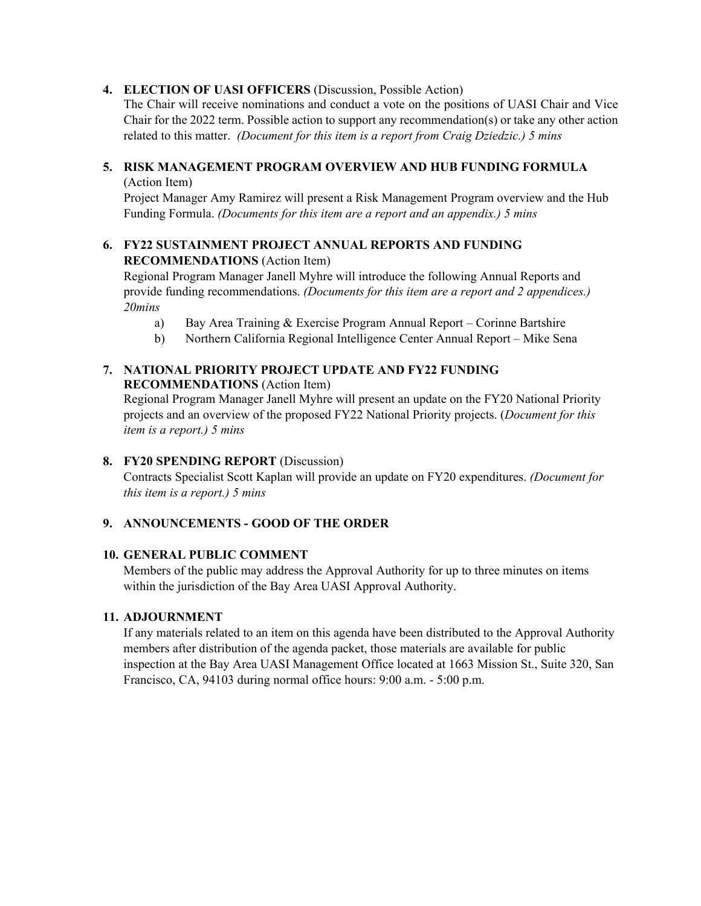**4. ELECTION OF UASI OFFICERS** (Discussion, Possible Action)

The Chair will receive nominations and conduct a vote on the positions of UASI Chair and Vice Chair for the 2022 term. Possible action to support any recommendation(s) or take any other action related to this matter. *(Document for this item is a report from Craig Dziedzic.) 5 mins*

**5. RISK MANAGEMENT PROGRAM OVERVIEW AND HUB FUNDING FORMULA** (Action Item)

Project Manager Amy Ramirez will present a Risk Management Program overview and the Hub Funding Formula. *(Documents for this item are a report and an appendix.) 5 mins*

**6. FY22 SUSTAINMENT PROJECT ANNUAL REPORTS AND FUNDING RECOMMENDATIONS** (Action Item)

Regional Program Manager Janell Myhre will introduce the following Annual Reports and provide funding recommendations. *(Documents for this item are a report and 2 appendices.) 20mins*

a) Bay Area Training & Exercise Program Annual Report – Corinne Bartshire

b) Northern California Regional Intelligence Center Annual Report – Mike Sena

**7. NATIONAL PRIORITY PROJECT UPDATE AND FY22 FUNDING RECOMMENDATIONS** (Action Item)

Regional Program Manager Janell Myhre will present an update on the FY20 National Priority projects and an overview of the proposed FY22 National Priority projects. (*Document for this item is a report.) 5 mins*

**8. FY20 SPENDING REPORT** (Discussion)

Contracts Specialist Scott Kaplan will provide an update on FY20 expenditures. *(Document for this item is a report.) 5 mins*

**9. ANNOUNCEMENTS - GOOD OF THE ORDER**

**10. GENERAL PUBLIC COMMENT**

Members of the public may address the Approval Authority for up to three minutes on items within the jurisdiction of the Bay Area UASI Approval Authority.

**11. ADJOURNMENT**

If any materials related to an item on this agenda have been distributed to the Approval Authority members after distribution of the agenda packet, those materials are available for public inspection at the Bay Area UASI Management Office located at 1663 Mission St., Suite 320, San Francisco, CA, 94103 during normal office hours: 9:00 a.m. - 5:00 p.m.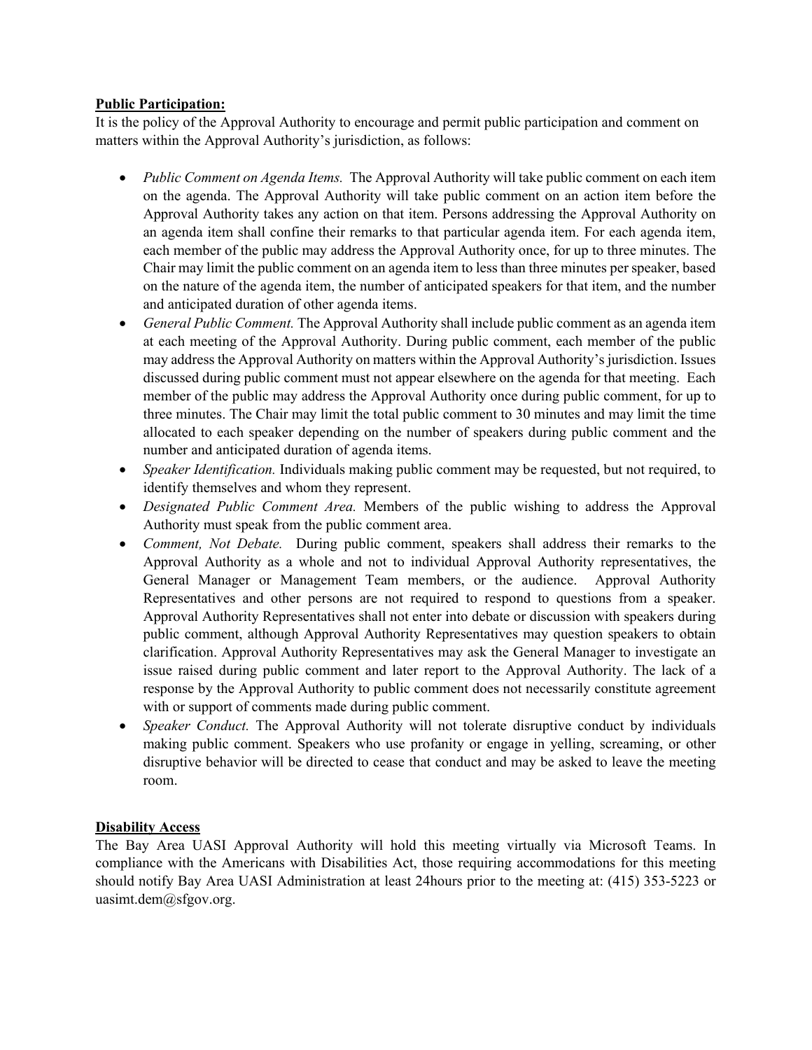**Public Participation:**

It is the policy of the Approval Authority to encourage and permit public participation and comment on matters within the Approval Authority's jurisdiction, as follows:

- *Public Comment on Agenda Items.* The Approval Authority will take public comment on each item on the agenda. The Approval Authority will take public comment on an action item before the Approval Authority takes any action on that item. Persons addressing the Approval Authority on an agenda item shall confine their remarks to that particular agenda item. For each agenda item, each member of the public may address the Approval Authority once, for up to three minutes. The Chair may limit the public comment on an agenda item to less than three minutes per speaker, based on the nature of the agenda item, the number of anticipated speakers for that item, and the number and anticipated duration of other agenda items.
- *General Public Comment.* The Approval Authority shall include public comment as an agenda item at each meeting of the Approval Authority. During public comment, each member of the public may address the Approval Authority on matters within the Approval Authority's jurisdiction. Issues discussed during public comment must not appear elsewhere on the agenda for that meeting. Each member of the public may address the Approval Authority once during public comment, for up to three minutes. The Chair may limit the total public comment to 30 minutes and may limit the time allocated to each speaker depending on the number of speakers during public comment and the number and anticipated duration of agenda items.
- *Speaker Identification.* Individuals making public comment may be requested, but not required, to identify themselves and whom they represent.
- *Designated Public Comment Area.* Members of the public wishing to address the Approval Authority must speak from the public comment area.
- *Comment, Not Debate.* During public comment, speakers shall address their remarks to the Approval Authority as a whole and not to individual Approval Authority representatives, the General Manager or Management Team members, or the audience. Approval Authority Representatives and other persons are not required to respond to questions from a speaker. Approval Authority Representatives shall not enter into debate or discussion with speakers during public comment, although Approval Authority Representatives may question speakers to obtain clarification. Approval Authority Representatives may ask the General Manager to investigate an issue raised during public comment and later report to the Approval Authority. The lack of a response by the Approval Authority to public comment does not necessarily constitute agreement with or support of comments made during public comment.
- *Speaker Conduct.* The Approval Authority will not tolerate disruptive conduct by individuals making public comment. Speakers who use profanity or engage in yelling, screaming, or other disruptive behavior will be directed to cease that conduct and may be asked to leave the meeting room.

**Disability Access**

The Bay Area UASI Approval Authority will hold this meeting virtually via Microsoft Teams. In compliance with the Americans with Disabilities Act, those requiring accommodations for this meeting should notify Bay Area UASI Administration at least 24hours prior to the meeting at: (415) 353-5223 or uasimt.dem@sfgov.org.